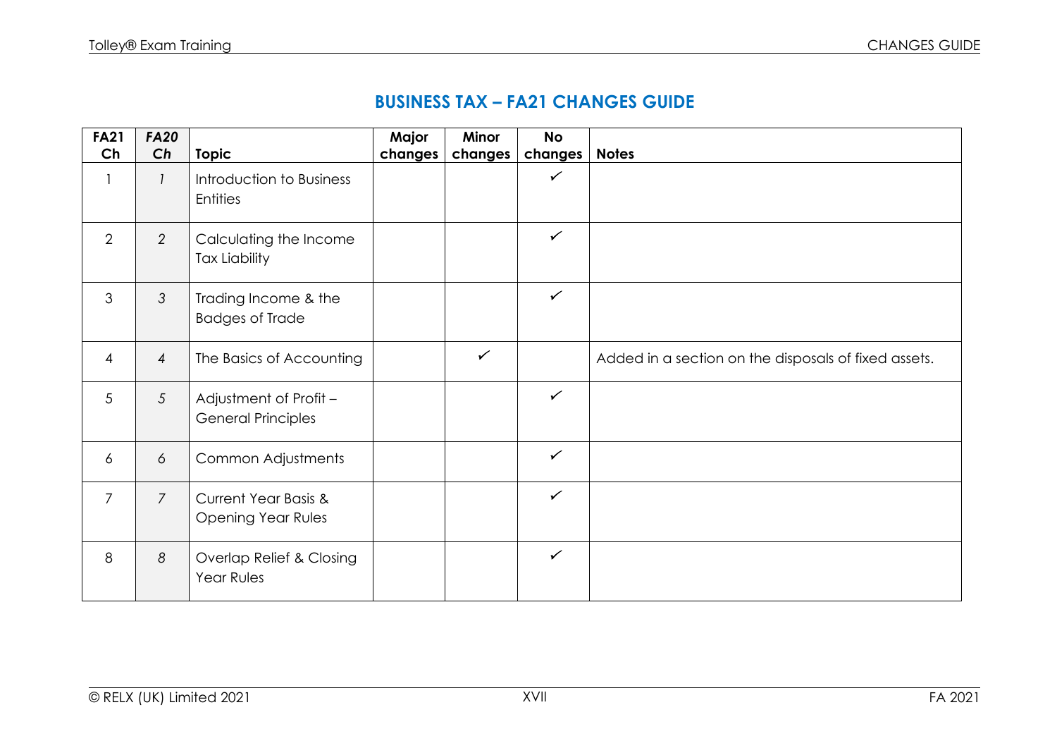## BUSINESS TAX – FA21 CHANGES GUIDE

| FA21 Ch | *FA20 Ch* | Topic | Major changes | Minor changes | No changes | Notes |
|---|---|---|---|---|---|---|
| 1 | *1* | Introduction to Business Entities | | | ✓ | |
| 2 | *2* | Calculating the Income Tax Liability | | | ✓ | |
| 3 | *3* | Trading Income & the Badges of Trade | | | ✓ | |
| 4 | *4* | The Basics of Accounting | | ✓ | | Added in a section on the disposals of fixed assets. |
| 5 | *5* | Adjustment of Profit – General Principles | | | ✓ | |
| 6 | *6* | Common Adjustments | | | ✓ | |
| 7 | *7* | Current Year Basis & Opening Year Rules | | | ✓ | |
| 8 | *8* | Overlap Relief & Closing Year Rules | | | ✓ | |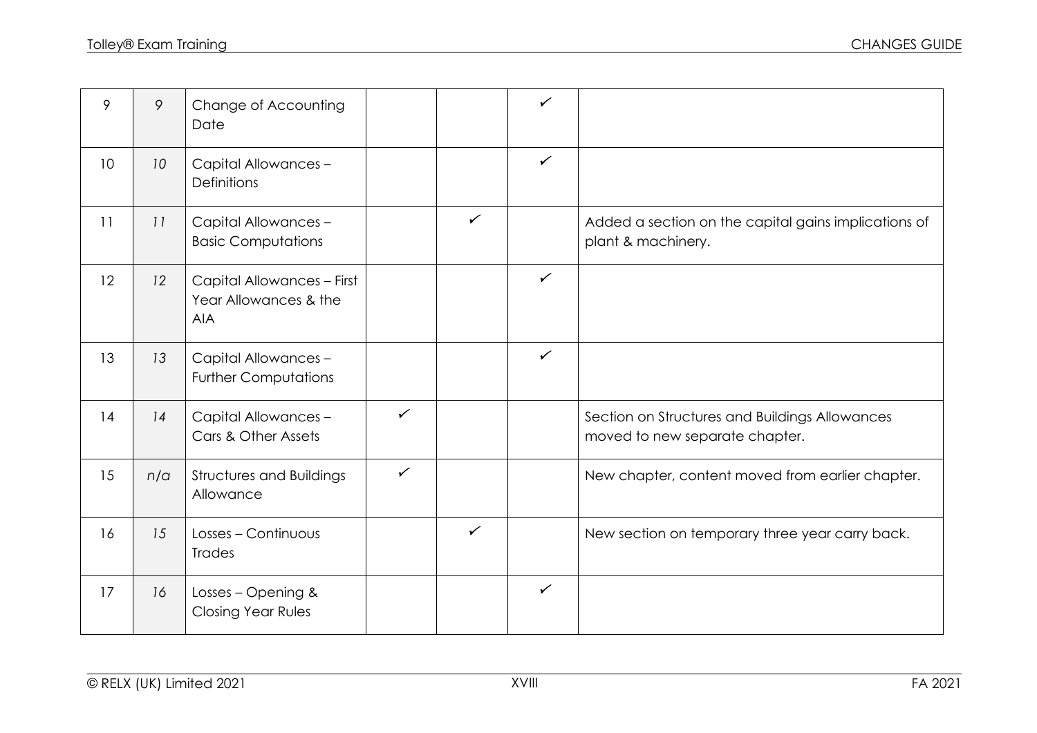| | | | | | | |
|---|---|---|---|---|---|---|
| 9 | *9* | Change of Accounting Date | | | ✓ | |
| 10 | *10* | Capital Allowances – Definitions | | | ✓ | |
| 11 | *11* | Capital Allowances – Basic Computations | | ✓ | | Added a section on the capital gains implications of plant & machinery. |
| 12 | *12* | Capital Allowances – First Year Allowances & the AIA | | | ✓ | |
| 13 | *13* | Capital Allowances – Further Computations | | | ✓ | |
| 14 | *14* | Capital Allowances – Cars & Other Assets | ✓ | | | Section on Structures and Buildings Allowances moved to new separate chapter. |
| 15 | *n/a* | Structures and Buildings Allowance | ✓ | | | New chapter, content moved from earlier chapter. |
| 16 | *15* | Losses – Continuous Trades | | ✓ | | New section on temporary three year carry back. |
| 17 | *16* | Losses – Opening & Closing Year Rules | | | ✓ | |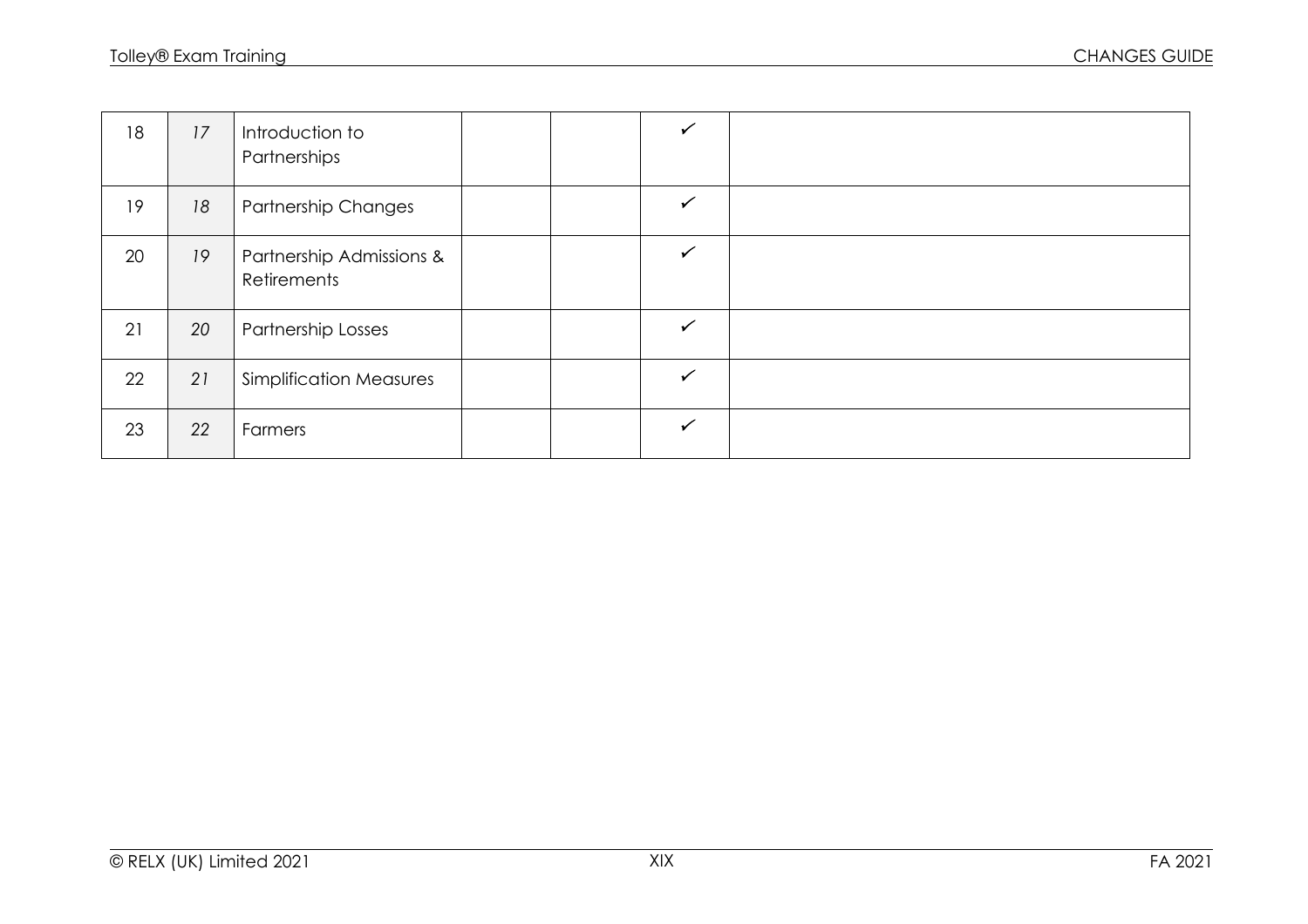| | | | | | | |
|---|---|---|---|---|---|---|
| 18 | *17* | Introduction to Partnerships | | | ✓ | |
| 19 | *18* | Partnership Changes | | | ✓ | |
| 20 | *19* | Partnership Admissions & Retirements | | | ✓ | |
| 21 | *20* | Partnership Losses | | | ✓ | |
| 22 | *21* | Simplification Measures | | | ✓ | |
| 23 | *22* | Farmers | | | ✓ | |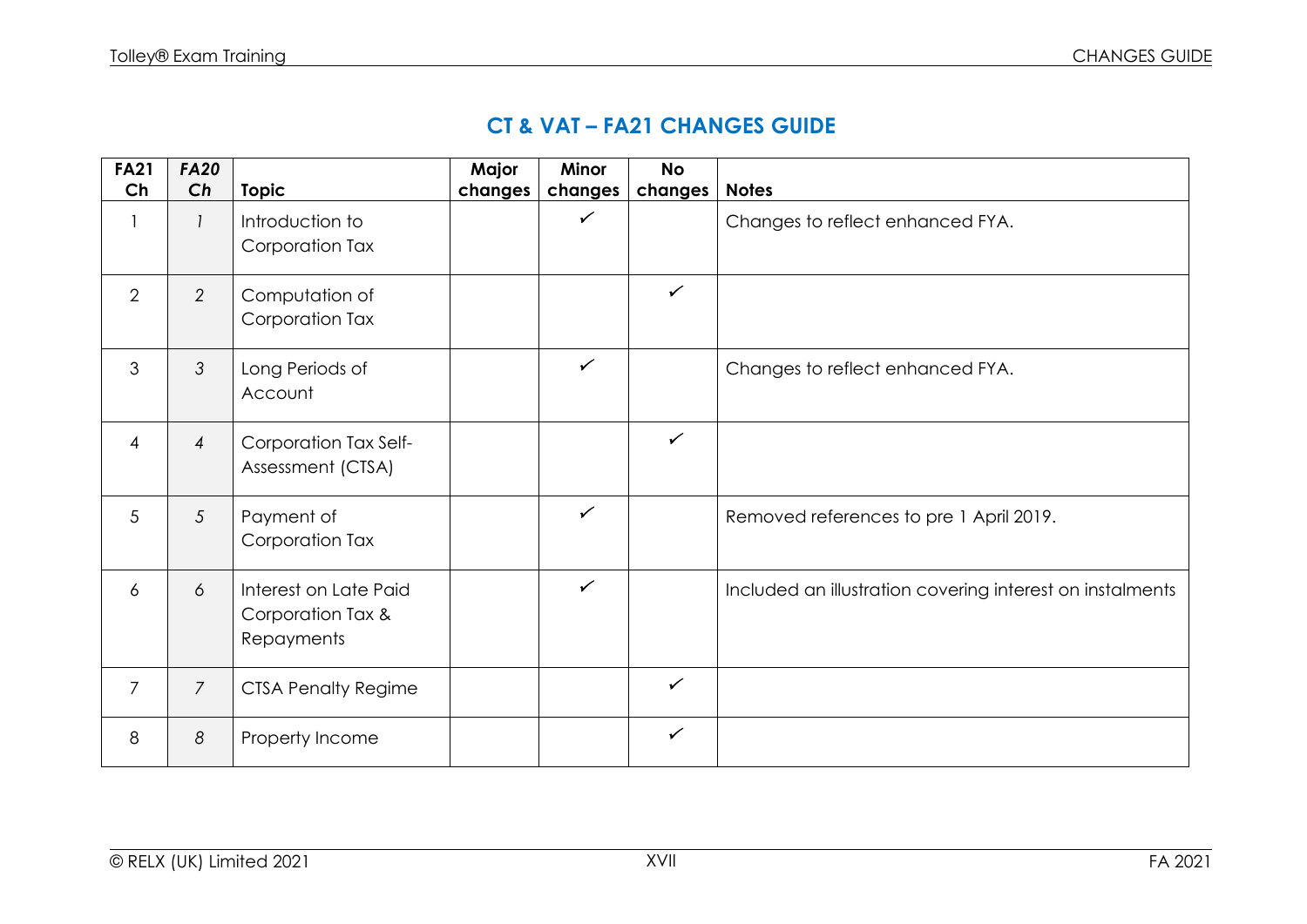## CT & VAT – FA21 CHANGES GUIDE

| FA21 Ch | *FA20 Ch* | Topic | Major changes | Minor changes | No changes | Notes |
|---|---|---|---|---|---|---|
| 1 | *1* | Introduction to Corporation Tax | | ✓ | | Changes to reflect enhanced FYA. |
| 2 | *2* | Computation of Corporation Tax | | | ✓ | |
| 3 | *3* | Long Periods of Account | | ✓ | | Changes to reflect enhanced FYA. |
| 4 | *4* | Corporation Tax Self-Assessment (CTSA) | | | ✓ | |
| 5 | *5* | Payment of Corporation Tax | | ✓ | | Removed references to pre 1 April 2019. |
| 6 | *6* | Interest on Late Paid Corporation Tax & Repayments | | ✓ | | Included an illustration covering interest on instalments |
| 7 | *7* | CTSA Penalty Regime | | | ✓ | |
| 8 | *8* | Property Income | | | ✓ | |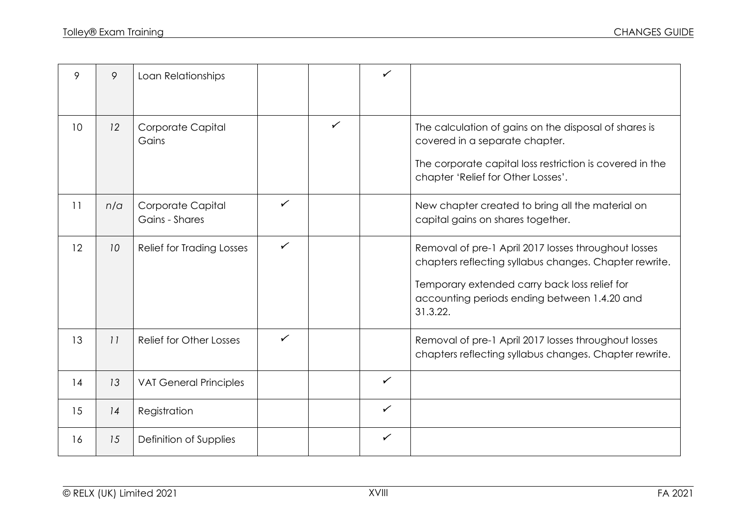| | | | | | | |
|---|---|---|---|---|---|---|
| 9 | 9 | Loan Relationships | | | ✓ | |
| 10 | 12 | Corporate Capital Gains | | ✓ | | The calculation of gains on the disposal of shares is covered in a separate chapter.<br><br>The corporate capital loss restriction is covered in the chapter 'Relief for Other Losses'. |
| 11 | n/a | Corporate Capital Gains - Shares | ✓ | | | New chapter created to bring all the material on capital gains on shares together. |
| 12 | 10 | Relief for Trading Losses | ✓ | | | Removal of pre-1 April 2017 losses throughout losses chapters reflecting syllabus changes. Chapter rewrite.<br><br>Temporary extended carry back loss relief for accounting periods ending between 1.4.20 and 31.3.22. |
| 13 | 11 | Relief for Other Losses | ✓ | | | Removal of pre-1 April 2017 losses throughout losses chapters reflecting syllabus changes. Chapter rewrite. |
| 14 | 13 | VAT General Principles | | | ✓ | |
| 15 | 14 | Registration | | | ✓ | |
| 16 | 15 | Definition of Supplies | | | ✓ | |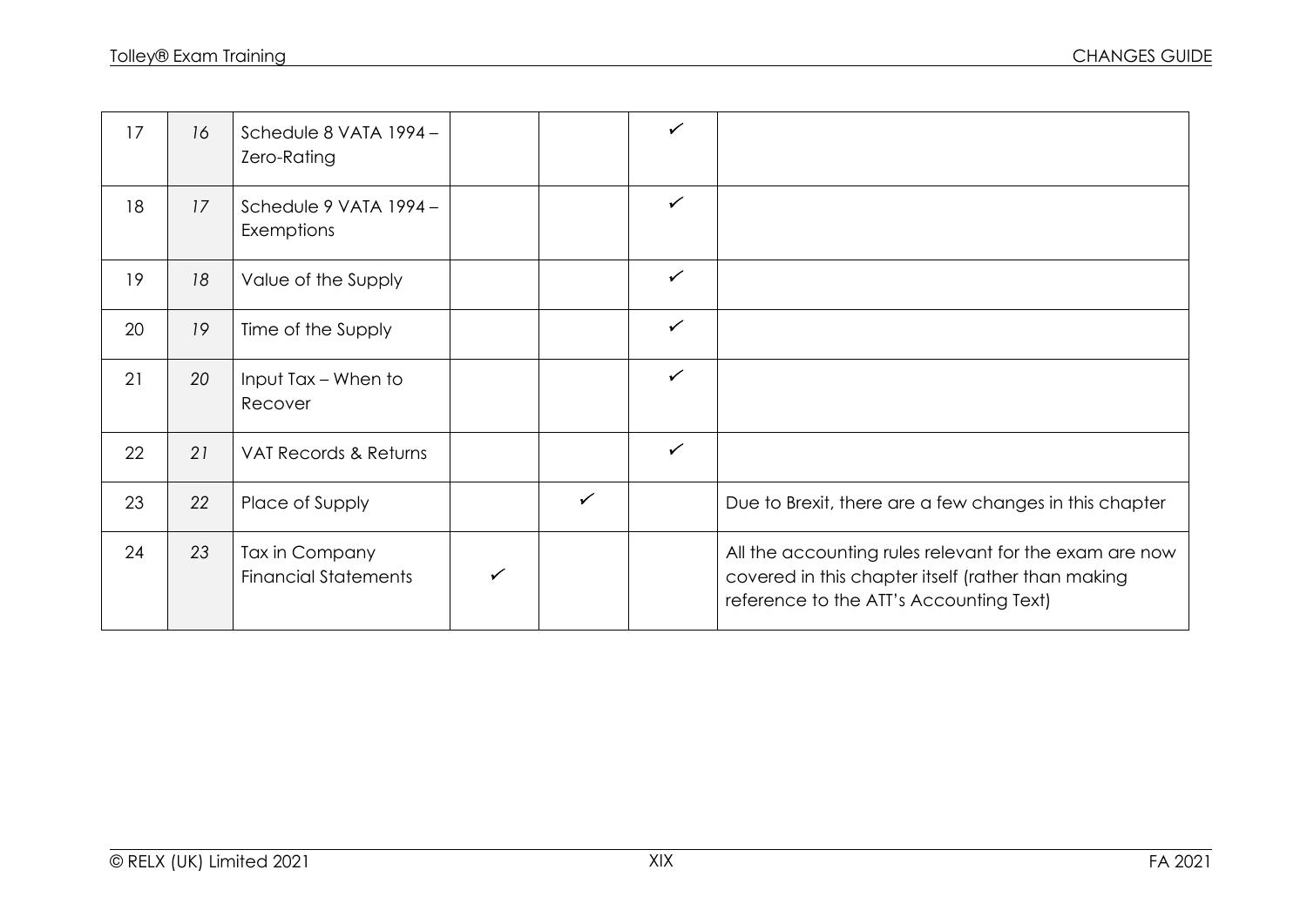| | | | | | | |
|---|---|---|---|---|---|---|
| 17 | 16 | Schedule 8 VATA 1994 – Zero-Rating | | | ✓ | |
| 18 | 17 | Schedule 9 VATA 1994 – Exemptions | | | ✓ | |
| 19 | 18 | Value of the Supply | | | ✓ | |
| 20 | 19 | Time of the Supply | | | ✓ | |
| 21 | 20 | Input Tax – When to Recover | | | ✓ | |
| 22 | 21 | VAT Records & Returns | | | ✓ | |
| 23 | 22 | Place of Supply | | ✓ | | Due to Brexit, there are a few changes in this chapter |
| 24 | 23 | Tax in Company Financial Statements | ✓ | | | All the accounting rules relevant for the exam are now covered in this chapter itself (rather than making reference to the ATT's Accounting Text) |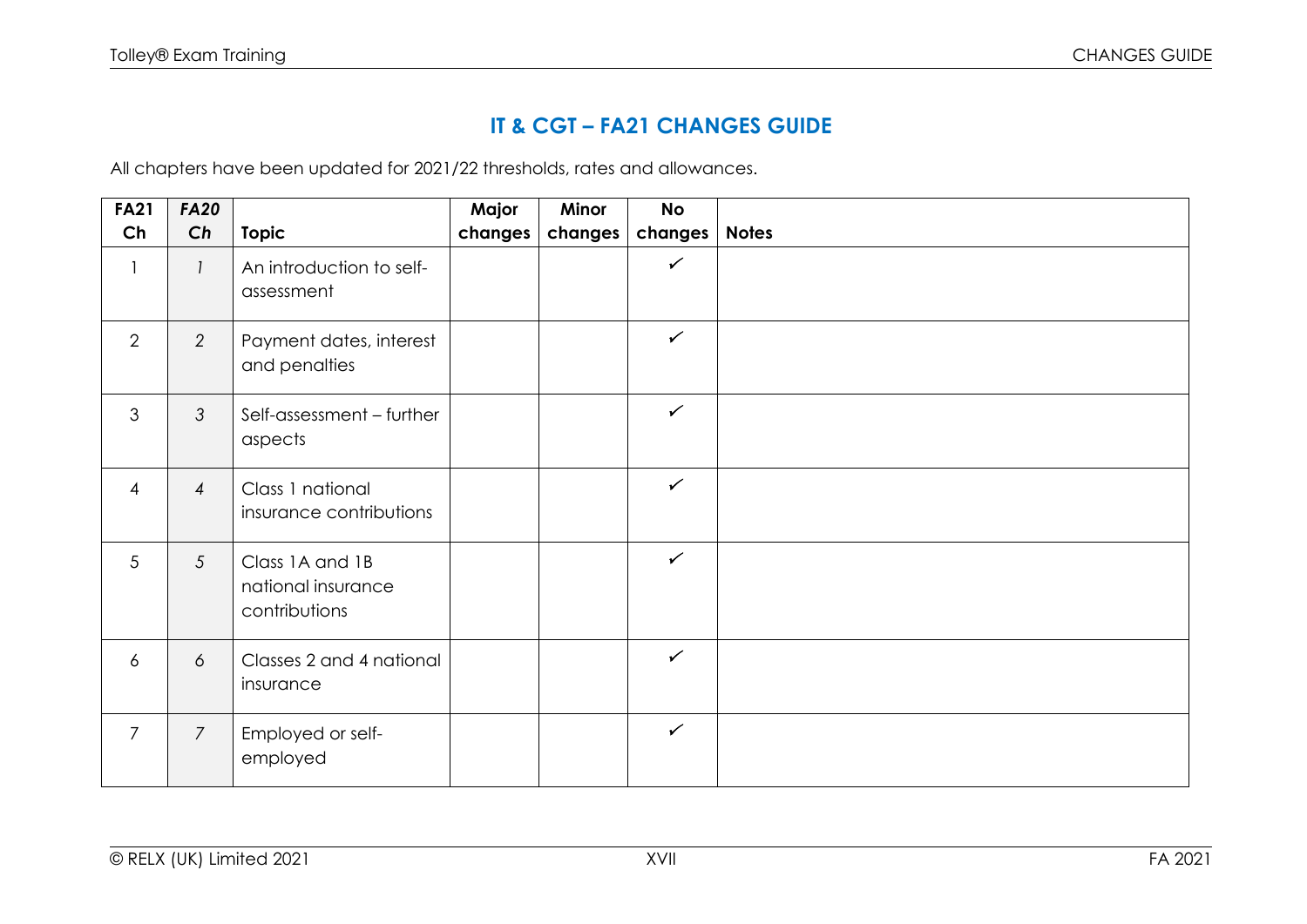## IT & CGT – FA21 CHANGES GUIDE

All chapters have been updated for 2021/22 thresholds, rates and allowances.

| FA21 Ch | *FA20 Ch* | Topic | Major changes | Minor changes | No changes | Notes |
|---|---|---|---|---|---|---|
| 1 | *1* | An introduction to self-assessment | | | ✓ | |
| 2 | *2* | Payment dates, interest and penalties | | | ✓ | |
| 3 | *3* | Self-assessment – further aspects | | | ✓ | |
| 4 | *4* | Class 1 national insurance contributions | | | ✓ | |
| 5 | *5* | Class 1A and 1B national insurance contributions | | | ✓ | |
| 6 | *6* | Classes 2 and 4 national insurance | | | ✓ | |
| 7 | *7* | Employed or self-employed | | | ✓ | |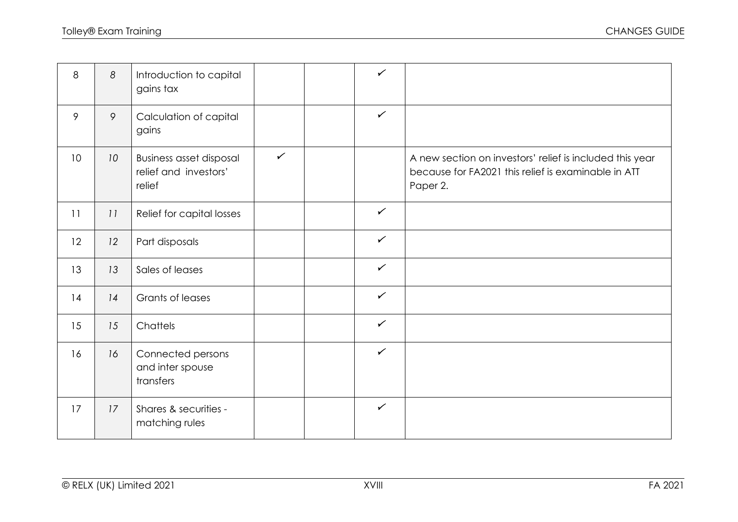| | | | | | | |
|---|---|---|---|---|---|---|
| 8 | *8* | Introduction to capital gains tax | | | ✓ | |
| 9 | *9* | Calculation of capital gains | | | ✓ | |
| 10 | *10* | Business asset disposal relief and investors' relief | ✓ | | | A new section on investors' relief is included this year because for FA2021 this relief is examinable in ATT Paper 2. |
| 11 | *11* | Relief for capital losses | | | ✓ | |
| 12 | *12* | Part disposals | | | ✓ | |
| 13 | *13* | Sales of leases | | | ✓ | |
| 14 | *14* | Grants of leases | | | ✓ | |
| 15 | *15* | Chattels | | | ✓ | |
| 16 | *16* | Connected persons and inter spouse transfers | | | ✓ | |
| 17 | *17* | Shares & securities - matching rules | | | ✓ | |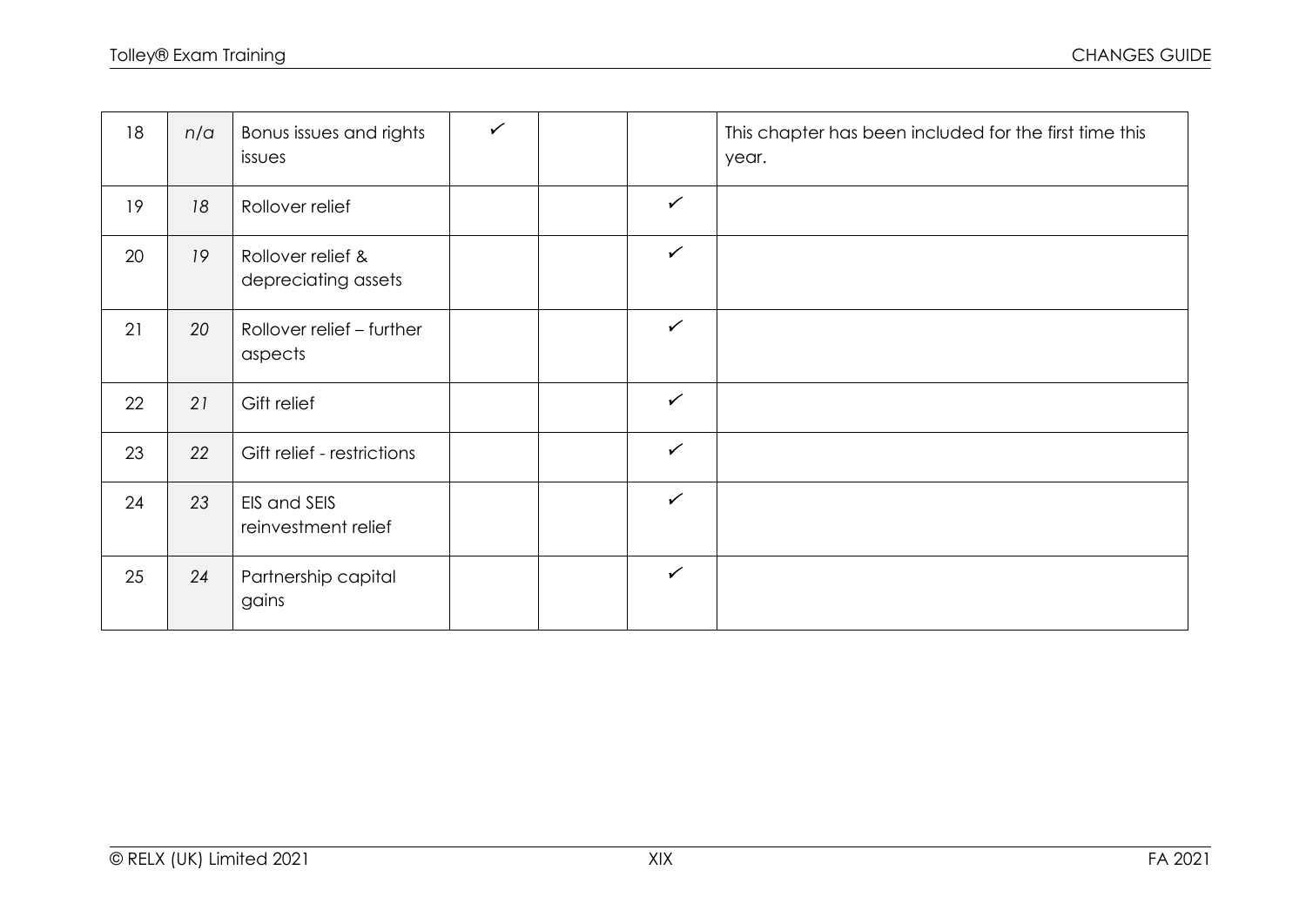| | | | | | | |
|---|---|---|---|---|---|---|
| 18 | *n/a* | Bonus issues and rights issues | ✓ | | | This chapter has been included for the first time this year. |
| 19 | *18* | Rollover relief | | | ✓ | |
| 20 | *19* | Rollover relief & depreciating assets | | | ✓ | |
| 21 | *20* | Rollover relief – further aspects | | | ✓ | |
| 22 | *21* | Gift relief | | | ✓ | |
| 23 | *22* | Gift relief - restrictions | | | ✓ | |
| 24 | *23* | EIS and SEIS reinvestment relief | | | ✓ | |
| 25 | *24* | Partnership capital gains | | | ✓ | |